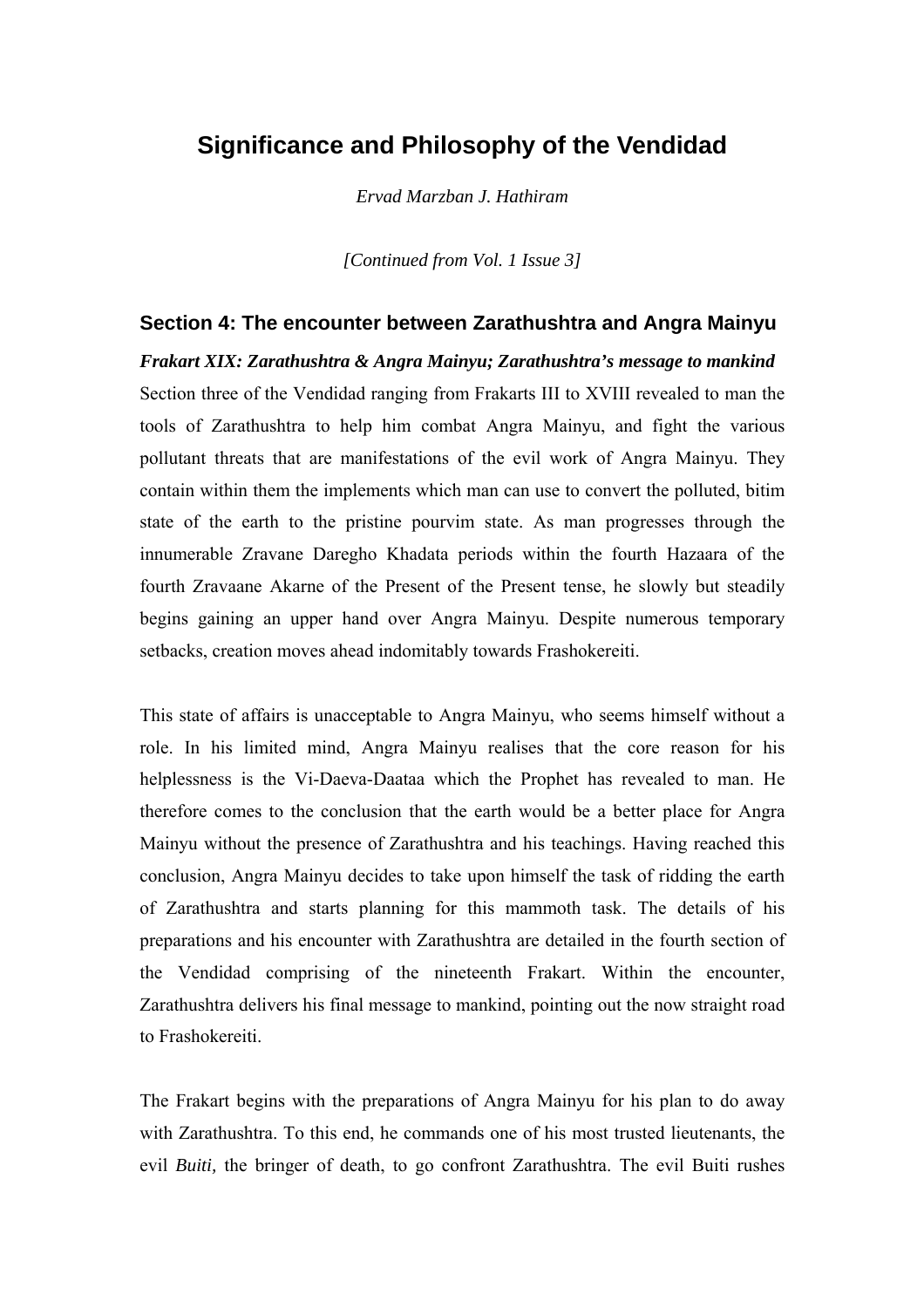# Significance and Philosophy of the Vendidad

*Ervad Marzban J. Hathiram*

*[Continued from Vol. 1 Issue 3]*

## Section 4: The encounter between Zarathushtra and Angra Mainyu

***Frakart XIX: Zarathushtra & Angra Mainyu; Zarathushtra's message to mankind***

Section three of the Vendidad ranging from Frakarts III to XVIII revealed to man the tools of Zarathushtra to help him combat Angra Mainyu, and fight the various pollutant threats that are manifestations of the evil work of Angra Mainyu. They contain within them the implements which man can use to convert the polluted, bitim state of the earth to the pristine pourvim state. As man progresses through the innumerable Zravane Daregho Khadata periods within the fourth Hazaara of the fourth Zravaane Akarne of the Present of the Present tense, he slowly but steadily begins gaining an upper hand over Angra Mainyu. Despite numerous temporary setbacks, creation moves ahead indomitably towards Frashokereiti.

This state of affairs is unacceptable to Angra Mainyu, who seems himself without a role. In his limited mind, Angra Mainyu realises that the core reason for his helplessness is the Vi-Daeva-Daataa which the Prophet has revealed to man. He therefore comes to the conclusion that the earth would be a better place for Angra Mainyu without the presence of Zarathushtra and his teachings. Having reached this conclusion, Angra Mainyu decides to take upon himself the task of ridding the earth of Zarathushtra and starts planning for this mammoth task. The details of his preparations and his encounter with Zarathushtra are detailed in the fourth section of the Vendidad comprising of the nineteenth Frakart. Within the encounter, Zarathushtra delivers his final message to mankind, pointing out the now straight road to Frashokereiti.

The Frakart begins with the preparations of Angra Mainyu for his plan to do away with Zarathushtra. To this end, he commands one of his most trusted lieutenants, the evil *Buiti,* the bringer of death, to go confront Zarathushtra. The evil Buiti rushes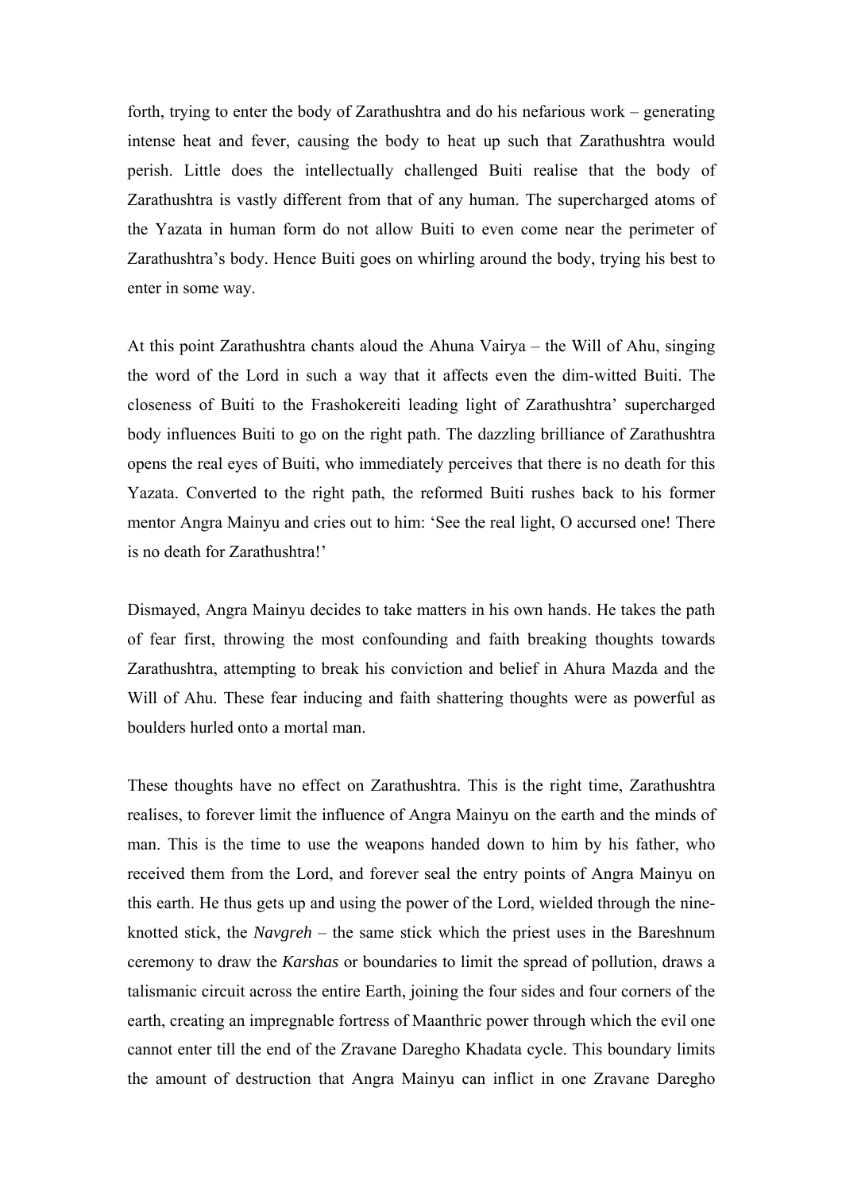forth, trying to enter the body of Zarathushtra and do his nefarious work – generating intense heat and fever, causing the body to heat up such that Zarathushtra would perish. Little does the intellectually challenged Buiti realise that the body of Zarathushtra is vastly different from that of any human. The supercharged atoms of the Yazata in human form do not allow Buiti to even come near the perimeter of Zarathushtra's body. Hence Buiti goes on whirling around the body, trying his best to enter in some way.

At this point Zarathushtra chants aloud the Ahuna Vairya – the Will of Ahu, singing the word of the Lord in such a way that it affects even the dim-witted Buiti. The closeness of Buiti to the Frashokereiti leading light of Zarathushtra' supercharged body influences Buiti to go on the right path. The dazzling brilliance of Zarathushtra opens the real eyes of Buiti, who immediately perceives that there is no death for this Yazata. Converted to the right path, the reformed Buiti rushes back to his former mentor Angra Mainyu and cries out to him: 'See the real light, O accursed one! There is no death for Zarathushtra!'

Dismayed, Angra Mainyu decides to take matters in his own hands. He takes the path of fear first, throwing the most confounding and faith breaking thoughts towards Zarathushtra, attempting to break his conviction and belief in Ahura Mazda and the Will of Ahu. These fear inducing and faith shattering thoughts were as powerful as boulders hurled onto a mortal man.

These thoughts have no effect on Zarathushtra. This is the right time, Zarathushtra realises, to forever limit the influence of Angra Mainyu on the earth and the minds of man. This is the time to use the weapons handed down to him by his father, who received them from the Lord, and forever seal the entry points of Angra Mainyu on this earth. He thus gets up and using the power of the Lord, wielded through the nine-knotted stick, the *Navgreh* – the same stick which the priest uses in the Bareshnum ceremony to draw the *Karshas* or boundaries to limit the spread of pollution, draws a talismanic circuit across the entire Earth, joining the four sides and four corners of the earth, creating an impregnable fortress of Maanthric power through which the evil one cannot enter till the end of the Zravane Daregho Khadata cycle. This boundary limits the amount of destruction that Angra Mainyu can inflict in one Zravane Daregho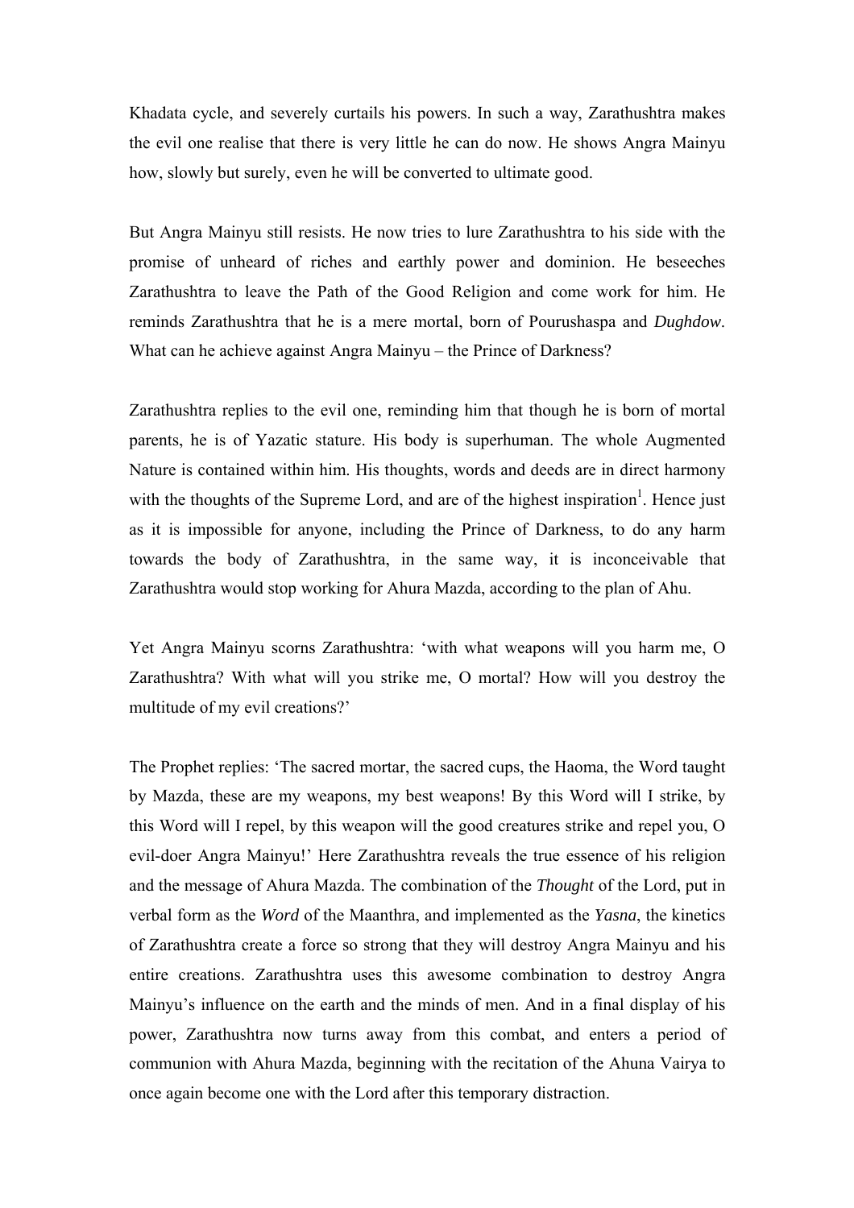Khadata cycle, and severely curtails his powers. In such a way, Zarathushtra makes the evil one realise that there is very little he can do now. He shows Angra Mainyu how, slowly but surely, even he will be converted to ultimate good.

But Angra Mainyu still resists. He now tries to lure Zarathushtra to his side with the promise of unheard of riches and earthly power and dominion. He beseeches Zarathushtra to leave the Path of the Good Religion and come work for him. He reminds Zarathushtra that he is a mere mortal, born of Pourushaspa and *Dughdow*. What can he achieve against Angra Mainyu – the Prince of Darkness?

Zarathushtra replies to the evil one, reminding him that though he is born of mortal parents, he is of Yazatic stature. His body is superhuman. The whole Augmented Nature is contained within him. His thoughts, words and deeds are in direct harmony with the thoughts of the Supreme Lord, and are of the highest inspiration[1]. Hence just as it is impossible for anyone, including the Prince of Darkness, to do any harm towards the body of Zarathushtra, in the same way, it is inconceivable that Zarathushtra would stop working for Ahura Mazda, according to the plan of Ahu.

Yet Angra Mainyu scorns Zarathushtra: 'with what weapons will you harm me, O Zarathushtra? With what will you strike me, O mortal? How will you destroy the multitude of my evil creations?'

The Prophet replies: 'The sacred mortar, the sacred cups, the Haoma, the Word taught by Mazda, these are my weapons, my best weapons! By this Word will I strike, by this Word will I repel, by this weapon will the good creatures strike and repel you, O evil-doer Angra Mainyu!' Here Zarathushtra reveals the true essence of his religion and the message of Ahura Mazda. The combination of the *Thought* of the Lord, put in verbal form as the *Word* of the Maanthra, and implemented as the *Yasna*, the kinetics of Zarathushtra create a force so strong that they will destroy Angra Mainyu and his entire creations. Zarathushtra uses this awesome combination to destroy Angra Mainyu's influence on the earth and the minds of men. And in a final display of his power, Zarathushtra now turns away from this combat, and enters a period of communion with Ahura Mazda, beginning with the recitation of the Ahuna Vairya to once again become one with the Lord after this temporary distraction.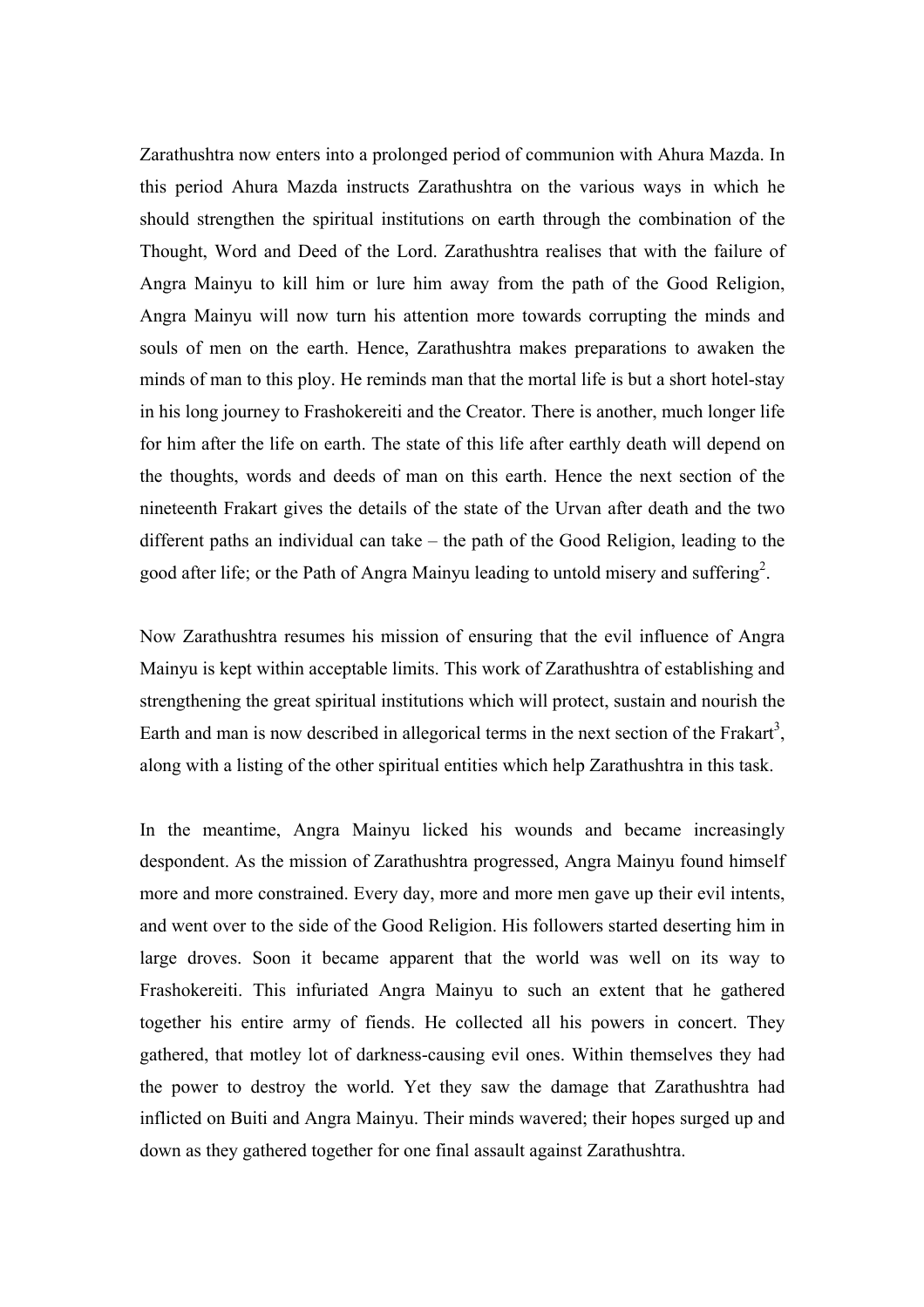Zarathushtra now enters into a prolonged period of communion with Ahura Mazda. In this period Ahura Mazda instructs Zarathushtra on the various ways in which he should strengthen the spiritual institutions on earth through the combination of the Thought, Word and Deed of the Lord. Zarathushtra realises that with the failure of Angra Mainyu to kill him or lure him away from the path of the Good Religion, Angra Mainyu will now turn his attention more towards corrupting the minds and souls of men on the earth. Hence, Zarathushtra makes preparations to awaken the minds of man to this ploy. He reminds man that the mortal life is but a short hotel-stay in his long journey to Frashokereiti and the Creator. There is another, much longer life for him after the life on earth. The state of this life after earthly death will depend on the thoughts, words and deeds of man on this earth. Hence the next section of the nineteenth Frakart gives the details of the state of the Urvan after death and the two different paths an individual can take – the path of the Good Religion, leading to the good after life; or the Path of Angra Mainyu leading to untold misery and suffering[2].

Now Zarathushtra resumes his mission of ensuring that the evil influence of Angra Mainyu is kept within acceptable limits. This work of Zarathushtra of establishing and strengthening the great spiritual institutions which will protect, sustain and nourish the Earth and man is now described in allegorical terms in the next section of the Frakart[3], along with a listing of the other spiritual entities which help Zarathushtra in this task.

In the meantime, Angra Mainyu licked his wounds and became increasingly despondent. As the mission of Zarathushtra progressed, Angra Mainyu found himself more and more constrained. Every day, more and more men gave up their evil intents, and went over to the side of the Good Religion. His followers started deserting him in large droves. Soon it became apparent that the world was well on its way to Frashokereiti. This infuriated Angra Mainyu to such an extent that he gathered together his entire army of fiends. He collected all his powers in concert. They gathered, that motley lot of darkness-causing evil ones. Within themselves they had the power to destroy the world. Yet they saw the damage that Zarathushtra had inflicted on Buiti and Angra Mainyu. Their minds wavered; their hopes surged up and down as they gathered together for one final assault against Zarathushtra.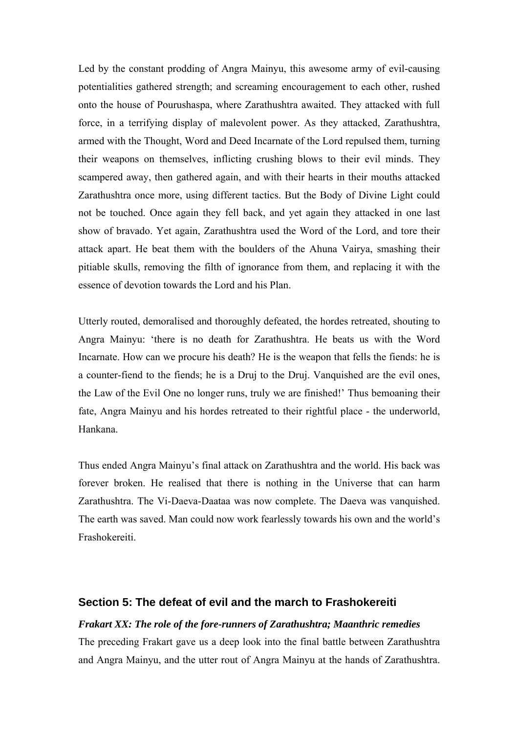Led by the constant prodding of Angra Mainyu, this awesome army of evil-causing potentialities gathered strength; and screaming encouragement to each other, rushed onto the house of Pourushaspa, where Zarathushtra awaited. They attacked with full force, in a terrifying display of malevolent power. As they attacked, Zarathushtra, armed with the Thought, Word and Deed Incarnate of the Lord repulsed them, turning their weapons on themselves, inflicting crushing blows to their evil minds. They scampered away, then gathered again, and with their hearts in their mouths attacked Zarathushtra once more, using different tactics. But the Body of Divine Light could not be touched. Once again they fell back, and yet again they attacked in one last show of bravado. Yet again, Zarathushtra used the Word of the Lord, and tore their attack apart. He beat them with the boulders of the Ahuna Vairya, smashing their pitiable skulls, removing the filth of ignorance from them, and replacing it with the essence of devotion towards the Lord and his Plan.

Utterly routed, demoralised and thoroughly defeated, the hordes retreated, shouting to Angra Mainyu: 'there is no death for Zarathushtra. He beats us with the Word Incarnate. How can we procure his death? He is the weapon that fells the fiends: he is a counter-fiend to the fiends; he is a Druj to the Druj. Vanquished are the evil ones, the Law of the Evil One no longer runs, truly we are finished!' Thus bemoaning their fate, Angra Mainyu and his hordes retreated to their rightful place - the underworld, Hankana.

Thus ended Angra Mainyu's final attack on Zarathushtra and the world. His back was forever broken. He realised that there is nothing in the Universe that can harm Zarathushtra. The Vi-Daeva-Daataa was now complete. The Daeva was vanquished. The earth was saved. Man could now work fearlessly towards his own and the world's Frashokereiti.

## Section 5: The defeat of evil and the march to Frashokereiti

***Frakart XX: The role of the fore-runners of Zarathushtra; Maanthric remedies***

The preceding Frakart gave us a deep look into the final battle between Zarathushtra and Angra Mainyu, and the utter rout of Angra Mainyu at the hands of Zarathushtra.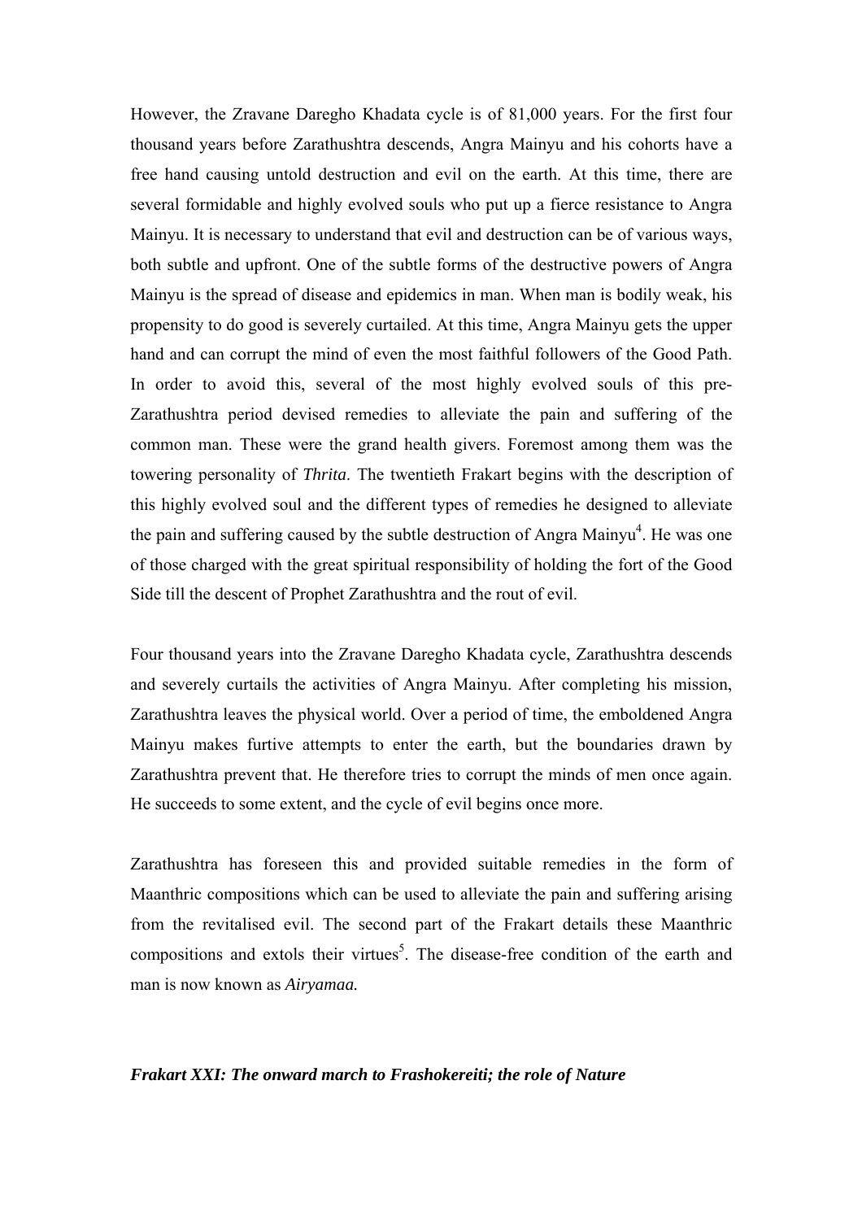However, the Zravane Daregho Khadata cycle is of 81,000 years. For the first four thousand years before Zarathushtra descends, Angra Mainyu and his cohorts have a free hand causing untold destruction and evil on the earth. At this time, there are several formidable and highly evolved souls who put up a fierce resistance to Angra Mainyu. It is necessary to understand that evil and destruction can be of various ways, both subtle and upfront. One of the subtle forms of the destructive powers of Angra Mainyu is the spread of disease and epidemics in man. When man is bodily weak, his propensity to do good is severely curtailed. At this time, Angra Mainyu gets the upper hand and can corrupt the mind of even the most faithful followers of the Good Path. In order to avoid this, several of the most highly evolved souls of this pre-Zarathushtra period devised remedies to alleviate the pain and suffering of the common man. These were the grand health givers. Foremost among them was the towering personality of *Thrita*. The twentieth Frakart begins with the description of this highly evolved soul and the different types of remedies he designed to alleviate the pain and suffering caused by the subtle destruction of Angra Mainyu[4]. He was one of those charged with the great spiritual responsibility of holding the fort of the Good Side till the descent of Prophet Zarathushtra and the rout of evil.

Four thousand years into the Zravane Daregho Khadata cycle, Zarathushtra descends and severely curtails the activities of Angra Mainyu. After completing his mission, Zarathushtra leaves the physical world. Over a period of time, the emboldened Angra Mainyu makes furtive attempts to enter the earth, but the boundaries drawn by Zarathushtra prevent that. He therefore tries to corrupt the minds of men once again. He succeeds to some extent, and the cycle of evil begins once more.

Zarathushtra has foreseen this and provided suitable remedies in the form of Maanthric compositions which can be used to alleviate the pain and suffering arising from the revitalised evil. The second part of the Frakart details these Maanthric compositions and extols their virtues[5]. The disease-free condition of the earth and man is now known as *Airyamaa.*

### *Frakart XXI: The onward march to Frashokereiti; the role of Nature*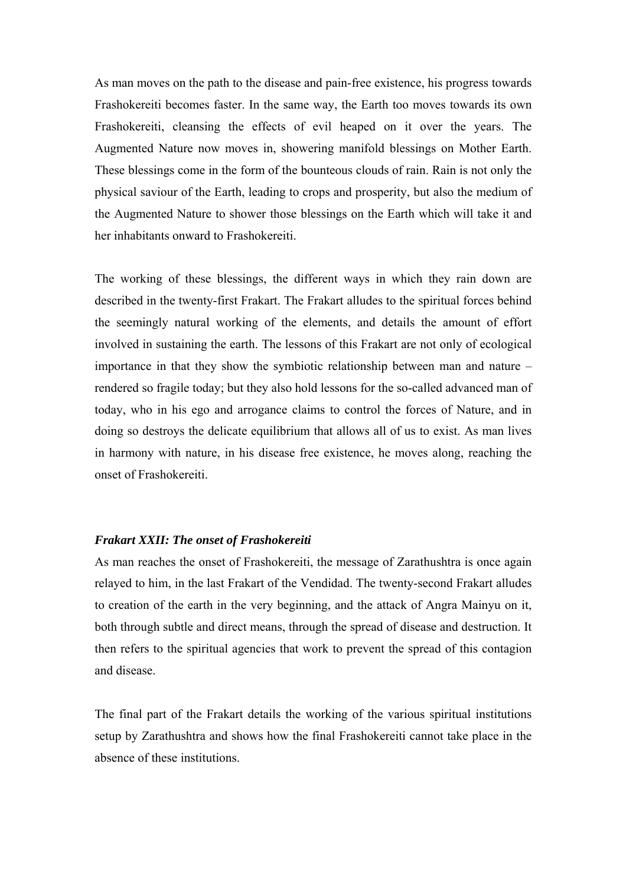As man moves on the path to the disease and pain-free existence, his progress towards Frashokereiti becomes faster. In the same way, the Earth too moves towards its own Frashokereiti, cleansing the effects of evil heaped on it over the years. The Augmented Nature now moves in, showering manifold blessings on Mother Earth. These blessings come in the form of the bounteous clouds of rain. Rain is not only the physical saviour of the Earth, leading to crops and prosperity, but also the medium of the Augmented Nature to shower those blessings on the Earth which will take it and her inhabitants onward to Frashokereiti.

The working of these blessings, the different ways in which they rain down are described in the twenty-first Frakart. The Frakart alludes to the spiritual forces behind the seemingly natural working of the elements, and details the amount of effort involved in sustaining the earth. The lessons of this Frakart are not only of ecological importance in that they show the symbiotic relationship between man and nature – rendered so fragile today; but they also hold lessons for the so-called advanced man of today, who in his ego and arrogance claims to control the forces of Nature, and in doing so destroys the delicate equilibrium that allows all of us to exist. As man lives in harmony with nature, in his disease free existence, he moves along, reaching the onset of Frashokereiti.

### *Frakart XXII: The onset of Frashokereiti*

As man reaches the onset of Frashokereiti, the message of Zarathushtra is once again relayed to him, in the last Frakart of the Vendidad. The twenty-second Frakart alludes to creation of the earth in the very beginning, and the attack of Angra Mainyu on it, both through subtle and direct means, through the spread of disease and destruction. It then refers to the spiritual agencies that work to prevent the spread of this contagion and disease.

The final part of the Frakart details the working of the various spiritual institutions setup by Zarathushtra and shows how the final Frashokereiti cannot take place in the absence of these institutions.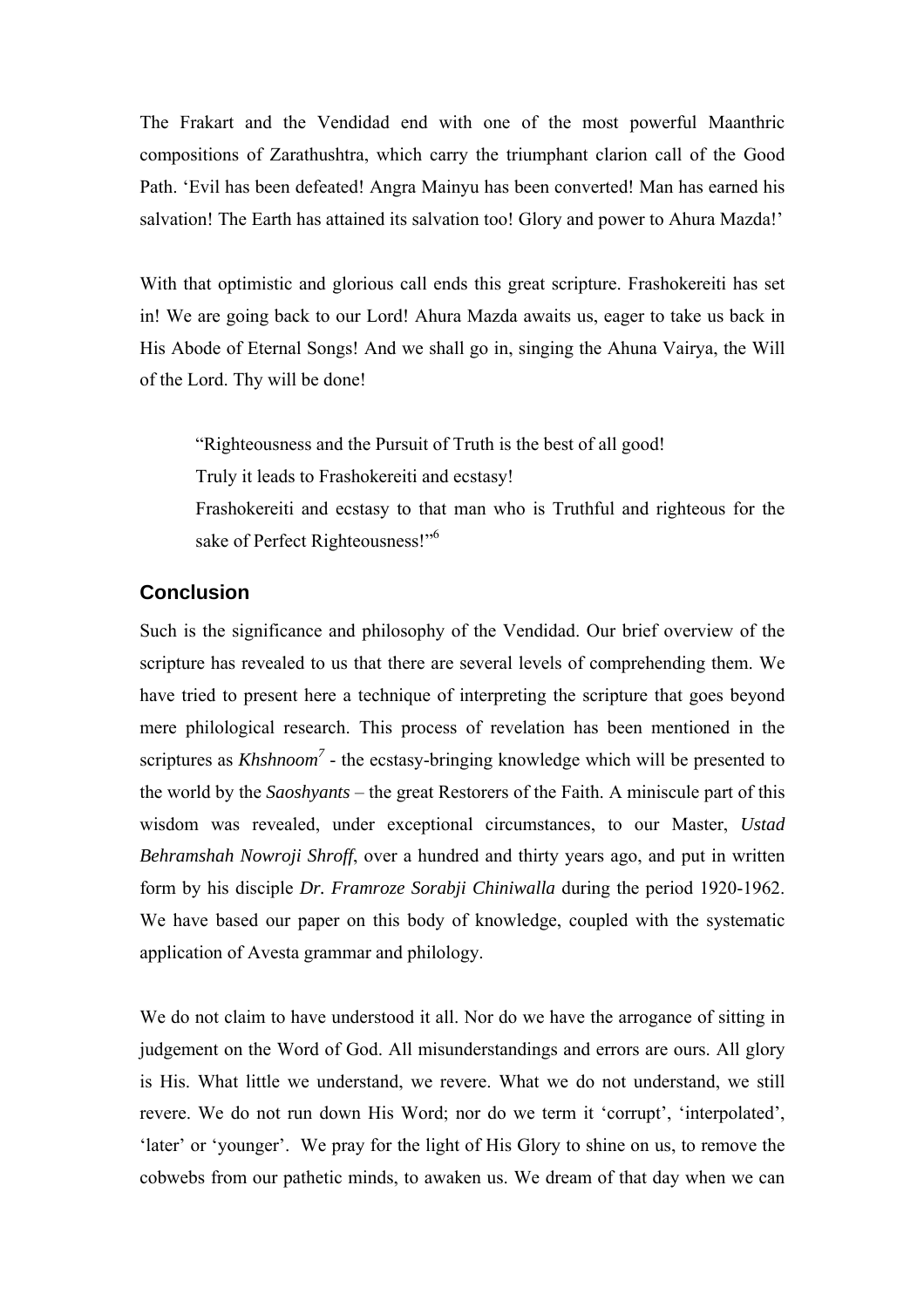The Frakart and the Vendidad end with one of the most powerful Maanthric compositions of Zarathushtra, which carry the triumphant clarion call of the Good Path. 'Evil has been defeated! Angra Mainyu has been converted! Man has earned his salvation! The Earth has attained its salvation too! Glory and power to Ahura Mazda!'

With that optimistic and glorious call ends this great scripture. Frashokereiti has set in! We are going back to our Lord! Ahura Mazda awaits us, eager to take us back in His Abode of Eternal Songs! And we shall go in, singing the Ahuna Vairya, the Will of the Lord. Thy will be done!

> "Righteousness and the Pursuit of Truth is the best of all good!
> Truly it leads to Frashokereiti and ecstasy!
> Frashokereiti and ecstasy to that man who is Truthful and righteous for the sake of Perfect Righteousness!"[6]

## Conclusion

Such is the significance and philosophy of the Vendidad. Our brief overview of the scripture has revealed to us that there are several levels of comprehending them. We have tried to present here a technique of interpreting the scripture that goes beyond mere philological research. This process of revelation has been mentioned in the scriptures as *Khshnoom*[7] - the ecstasy-bringing knowledge which will be presented to the world by the *Saoshyants* – the great Restorers of the Faith. A miniscule part of this wisdom was revealed, under exceptional circumstances, to our Master, *Ustad Behramshah Nowroji Shroff*, over a hundred and thirty years ago, and put in written form by his disciple *Dr. Framroze Sorabji Chiniwalla* during the period 1920-1962. We have based our paper on this body of knowledge, coupled with the systematic application of Avesta grammar and philology.

We do not claim to have understood it all. Nor do we have the arrogance of sitting in judgement on the Word of God. All misunderstandings and errors are ours. All glory is His. What little we understand, we revere. What we do not understand, we still revere. We do not run down His Word; nor do we term it 'corrupt', 'interpolated', 'later' or 'younger'. We pray for the light of His Glory to shine on us, to remove the cobwebs from our pathetic minds, to awaken us. We dream of that day when we can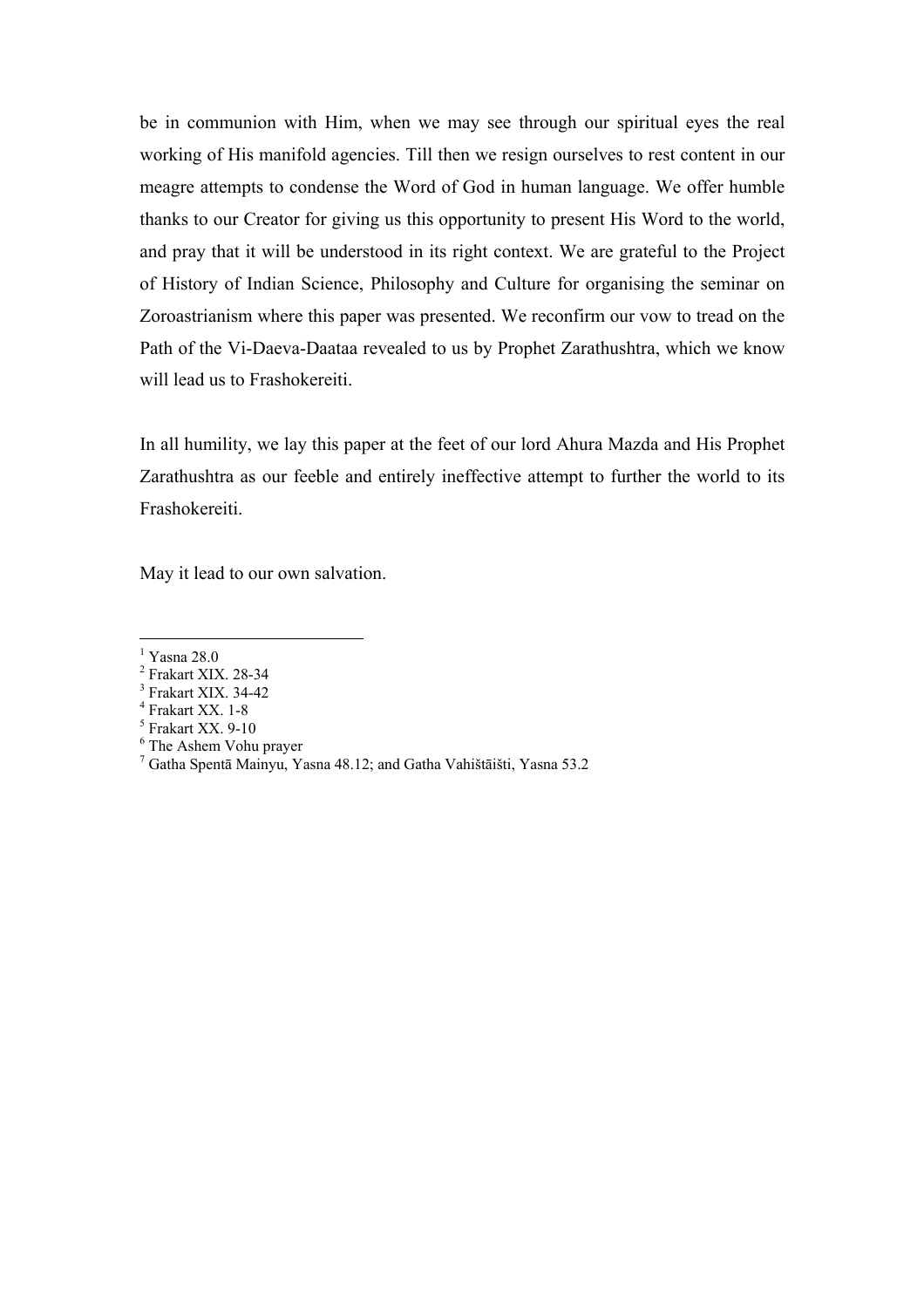be in communion with Him, when we may see through our spiritual eyes the real working of His manifold agencies. Till then we resign ourselves to rest content in our meagre attempts to condense the Word of God in human language. We offer humble thanks to our Creator for giving us this opportunity to present His Word to the world, and pray that it will be understood in its right context. We are grateful to the Project of History of Indian Science, Philosophy and Culture for organising the seminar on Zoroastrianism where this paper was presented. We reconfirm our vow to tread on the Path of the Vi-Daeva-Daataa revealed to us by Prophet Zarathushtra, which we know will lead us to Frashokereiti.

In all humility, we lay this paper at the feet of our lord Ahura Mazda and His Prophet Zarathushtra as our feeble and entirely ineffective attempt to further the world to its Frashokereiti.

May it lead to our own salvation.

---

[1] Yasna 28.0
[2] Frakart XIX. 28-34
[3] Frakart XIX. 34-42
[4] Frakart XX. 1-8
[5] Frakart XX. 9-10
[6] The Ashem Vohu prayer
[7] Gatha Spentā Mainyu, Yasna 48.12; and Gatha Vahištāišti, Yasna 53.2